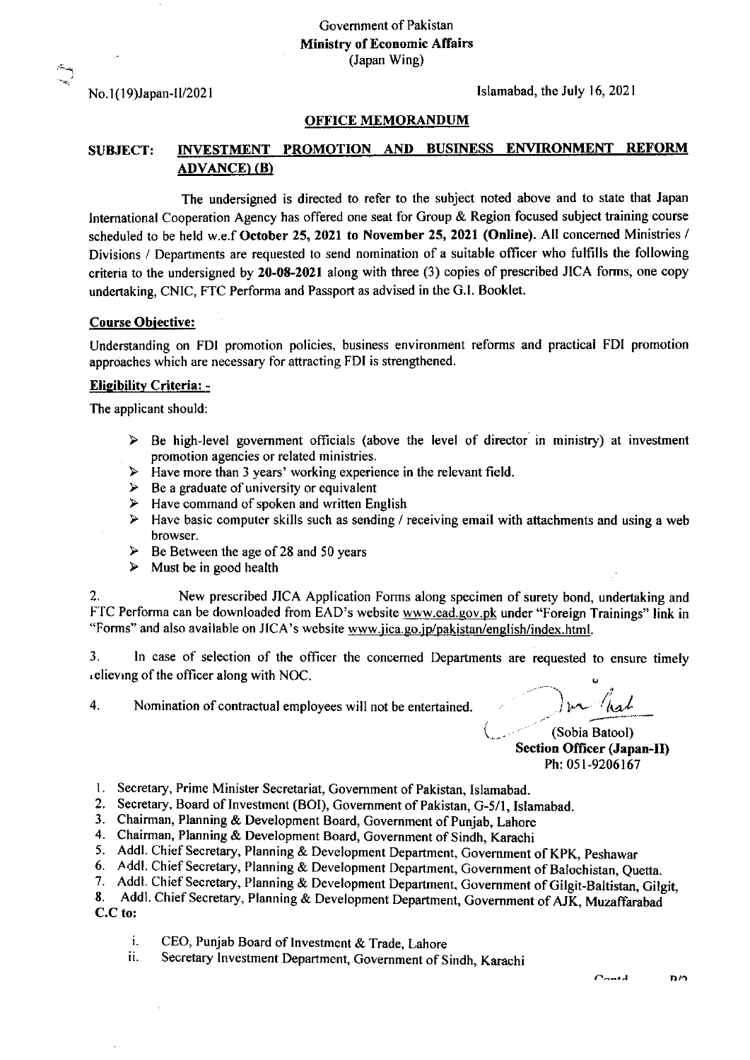Government of Pakistan
**Ministry of Economic Affairs**
(Japan Wing)

No.1(19)Japan-II/2021

Islamabad, the July 16, 2021

**OFFICE MEMORANDUM**

**SUBJECT: INVESTMENT PROMOTION AND BUSINESS ENVIRONMENT REFORM ADVANCE) (B)**

The undersigned is directed to refer to the subject noted above and to state that Japan International Cooperation Agency has offered one seat for Group & Region focused subject training course scheduled to be held w.e.f **October 25, 2021 to November 25, 2021 (Online).** All concerned Ministries / Divisions / Departments are requested to send nomination of a suitable officer who fulfills the following criteria to the undersigned by **20-08-2021** along with three (3) copies of prescribed JICA forms, one copy undertaking, CNIC, FTC Performa and Passport as advised in the G.I. Booklet.

**Course Objective:**

Understanding on FDI promotion policies, business environment reforms and practical FDI promotion approaches which are necessary for attracting FDI is strengthened.

**Eligibility Criteria: -**

The applicant should:

- Be high-level government officials (above the level of director in ministry) at investment promotion agencies or related ministries.
- Have more than 3 years' working experience in the relevant field.
- Be a graduate of university or equivalent
- Have command of spoken and written English
- Have basic computer skills such as sending / receiving email with attachments and using a web browser.
- Be Between the age of 28 and 50 years
- Must be in good health

2. New prescribed JICA Application Forms along specimen of surety bond, undertaking and FTC Performa can be downloaded from EAD's website www.ead.gov.pk under "Foreign Trainings" link in "Forms" and also available on JICA's website www.jica.go.jp/pakistan/english/index.html.

3. In case of selection of the officer the concerned Departments are requested to ensure timely relieving of the officer along with NOC.

4. Nomination of contractual employees will not be entertained.

(Sobia Batool)
**Section Officer (Japan-II)**
Ph: 051-9206167

1. Secretary, Prime Minister Secretariat, Government of Pakistan, Islamabad.
2. Secretary, Board of Investment (BOI), Government of Pakistan, G-5/1, Islamabad.
3. Chairman, Planning & Development Board, Government of Punjab, Lahore
4. Chairman, Planning & Development Board, Government of Sindh, Karachi
5. Addl. Chief Secretary, Planning & Development Department, Government of KPK, Peshawar
6. Addl. Chief Secretary, Planning & Development Department, Government of Balochistan, Quetta.
7. Addl. Chief Secretary, Planning & Development Department, Government of Gilgit-Baltistan, Gilgit,
8. Addl. Chief Secretary, Planning & Development Department, Government of AJK, Muzaffarabad

**C.C to:**

i. CEO, Punjab Board of Investment & Trade, Lahore
ii. Secretary Investment Department, Government of Sindh, Karachi

Contd P/2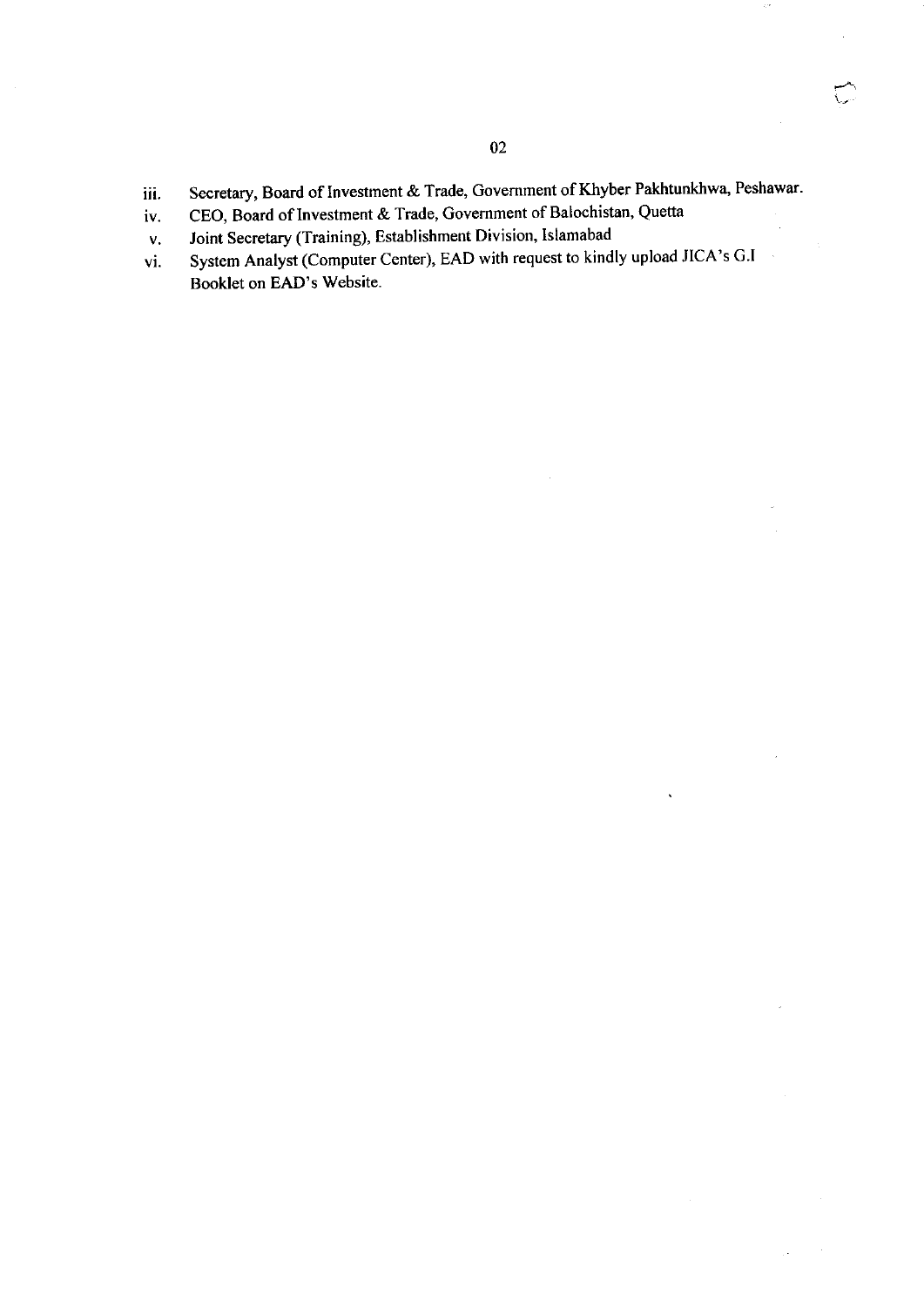iii. Secretary, Board of Investment & Trade, Government of Khyber Pakhtunkhwa, Peshawar.
iv. CEO, Board of Investment & Trade, Government of Balochistan, Quetta
v. Joint Secretary (Training), Establishment Division, Islamabad
vi. System Analyst (Computer Center), EAD with request to kindly upload JICA's G.I Booklet on EAD's Website.